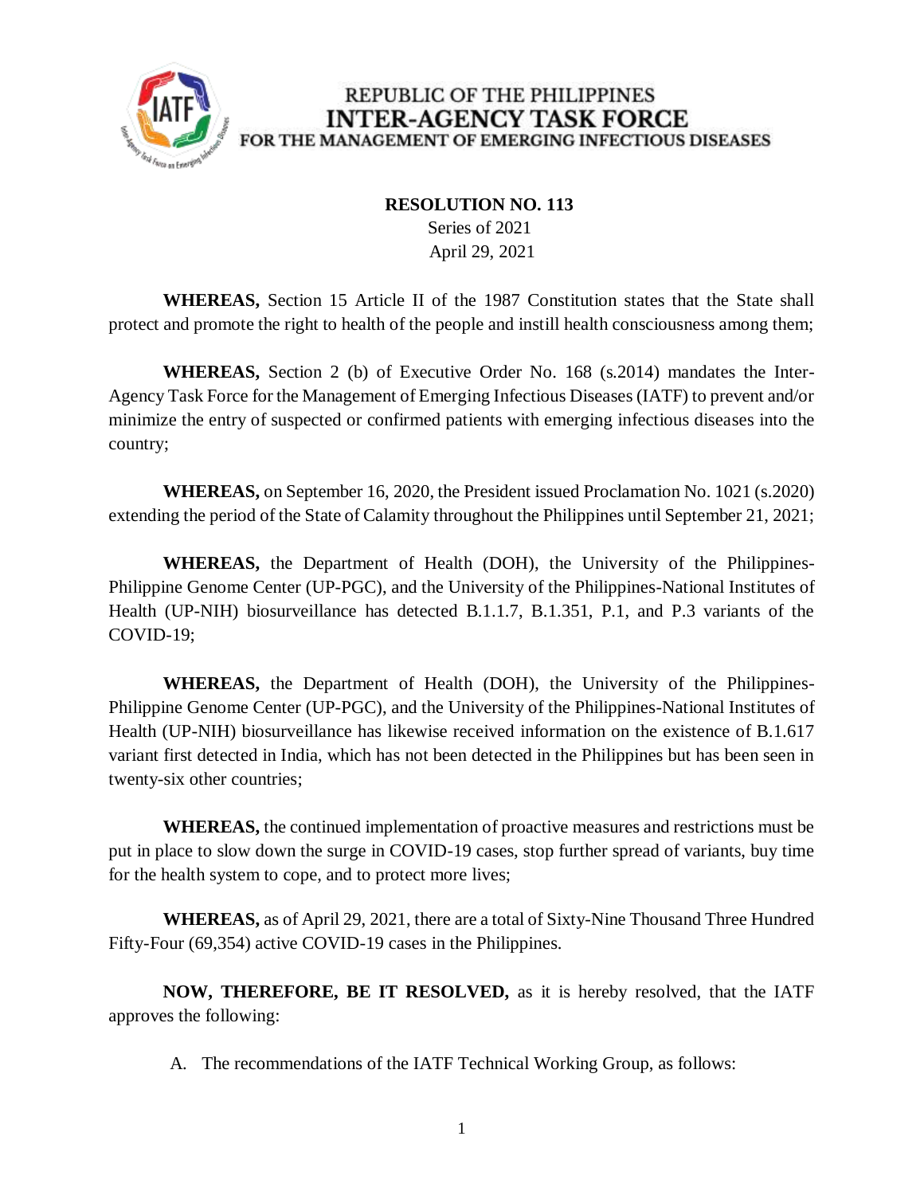REPUBLIC OF THE PHILIPPINES
**INTER-AGENCY TASK FORCE**
FOR THE MANAGEMENT OF EMERGING INFECTIOUS DISEASES

**RESOLUTION NO. 113**
Series of 2021
April 29, 2021

**WHEREAS,** Section 15 Article II of the 1987 Constitution states that the State shall protect and promote the right to health of the people and instill health consciousness among them;

**WHEREAS,** Section 2 (b) of Executive Order No. 168 (s.2014) mandates the Inter-Agency Task Force for the Management of Emerging Infectious Diseases (IATF) to prevent and/or minimize the entry of suspected or confirmed patients with emerging infectious diseases into the country;

**WHEREAS,** on September 16, 2020, the President issued Proclamation No. 1021 (s.2020) extending the period of the State of Calamity throughout the Philippines until September 21, 2021;

**WHEREAS,** the Department of Health (DOH), the University of the Philippines-Philippine Genome Center (UP-PGC), and the University of the Philippines-National Institutes of Health (UP-NIH) biosurveillance has detected B.1.1.7, B.1.351, P.1, and P.3 variants of the COVID-19;

**WHEREAS,** the Department of Health (DOH), the University of the Philippines-Philippine Genome Center (UP-PGC), and the University of the Philippines-National Institutes of Health (UP-NIH) biosurveillance has likewise received information on the existence of B.1.617 variant first detected in India, which has not been detected in the Philippines but has been seen in twenty-six other countries;

**WHEREAS,** the continued implementation of proactive measures and restrictions must be put in place to slow down the surge in COVID-19 cases, stop further spread of variants, buy time for the health system to cope, and to protect more lives;

**WHEREAS,** as of April 29, 2021, there are a total of Sixty-Nine Thousand Three Hundred Fifty-Four (69,354) active COVID-19 cases in the Philippines.

**NOW, THEREFORE, BE IT RESOLVED,** as it is hereby resolved, that the IATF approves the following:

A. The recommendations of the IATF Technical Working Group, as follows: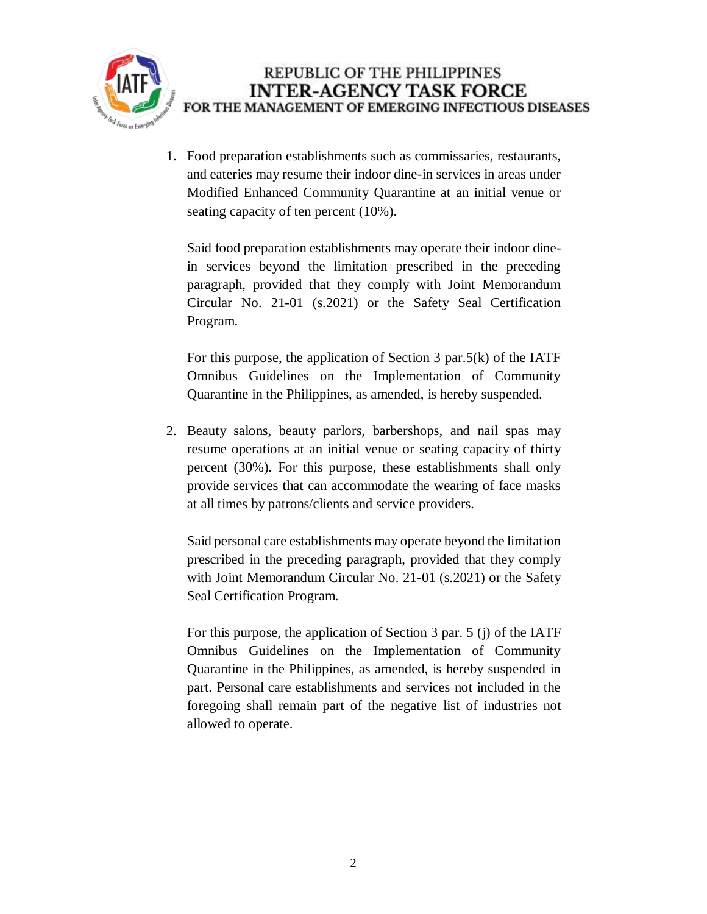1. Food preparation establishments such as commissaries, restaurants, and eateries may resume their indoor dine-in services in areas under Modified Enhanced Community Quarantine at an initial venue or seating capacity of ten percent (10%).

   Said food preparation establishments may operate their indoor dine-in services beyond the limitation prescribed in the preceding paragraph, provided that they comply with Joint Memorandum Circular No. 21-01 (s.2021) or the Safety Seal Certification Program.

   For this purpose, the application of Section 3 par.5(k) of the IATF Omnibus Guidelines on the Implementation of Community Quarantine in the Philippines, as amended, is hereby suspended.

2. Beauty salons, beauty parlors, barbershops, and nail spas may resume operations at an initial venue or seating capacity of thirty percent (30%). For this purpose, these establishments shall only provide services that can accommodate the wearing of face masks at all times by patrons/clients and service providers.

   Said personal care establishments may operate beyond the limitation prescribed in the preceding paragraph, provided that they comply with Joint Memorandum Circular No. 21-01 (s.2021) or the Safety Seal Certification Program.

   For this purpose, the application of Section 3 par. 5 (j) of the IATF Omnibus Guidelines on the Implementation of Community Quarantine in the Philippines, as amended, is hereby suspended in part. Personal care establishments and services not included in the foregoing shall remain part of the negative list of industries not allowed to operate.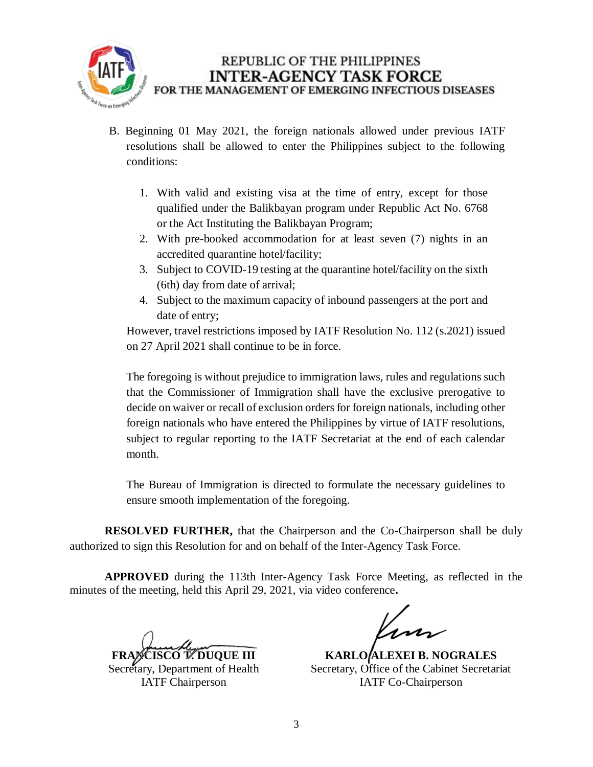B. Beginning 01 May 2021, the foreign nationals allowed under previous IATF resolutions shall be allowed to enter the Philippines subject to the following conditions:

   1. With valid and existing visa at the time of entry, except for those qualified under the Balikbayan program under Republic Act No. 6768 or the Act Instituting the Balikbayan Program;
   2. With pre-booked accommodation for at least seven (7) nights in an accredited quarantine hotel/facility;
   3. Subject to COVID-19 testing at the quarantine hotel/facility on the sixth (6th) day from date of arrival;
   4. Subject to the maximum capacity of inbound passengers at the port and date of entry;

   However, travel restrictions imposed by IATF Resolution No. 112 (s.2021) issued on 27 April 2021 shall continue to be in force.

   The foregoing is without prejudice to immigration laws, rules and regulations such that the Commissioner of Immigration shall have the exclusive prerogative to decide on waiver or recall of exclusion orders for foreign nationals, including other foreign nationals who have entered the Philippines by virtue of IATF resolutions, subject to regular reporting to the IATF Secretariat at the end of each calendar month.

   The Bureau of Immigration is directed to formulate the necessary guidelines to ensure smooth implementation of the foregoing.

**RESOLVED FURTHER,** that the Chairperson and the Co-Chairperson shall be duly authorized to sign this Resolution for and on behalf of the Inter-Agency Task Force.

**APPROVED** during the 113th Inter-Agency Task Force Meeting, as reflected in the minutes of the meeting, held this April 29, 2021, via video conference.

**FRANCISCO T. DUQUE III**
Secretary, Department of Health
IATF Chairperson

**KARLO ALEXEI B. NOGRALES**
Secretary, Office of the Cabinet Secretariat
IATF Co-Chairperson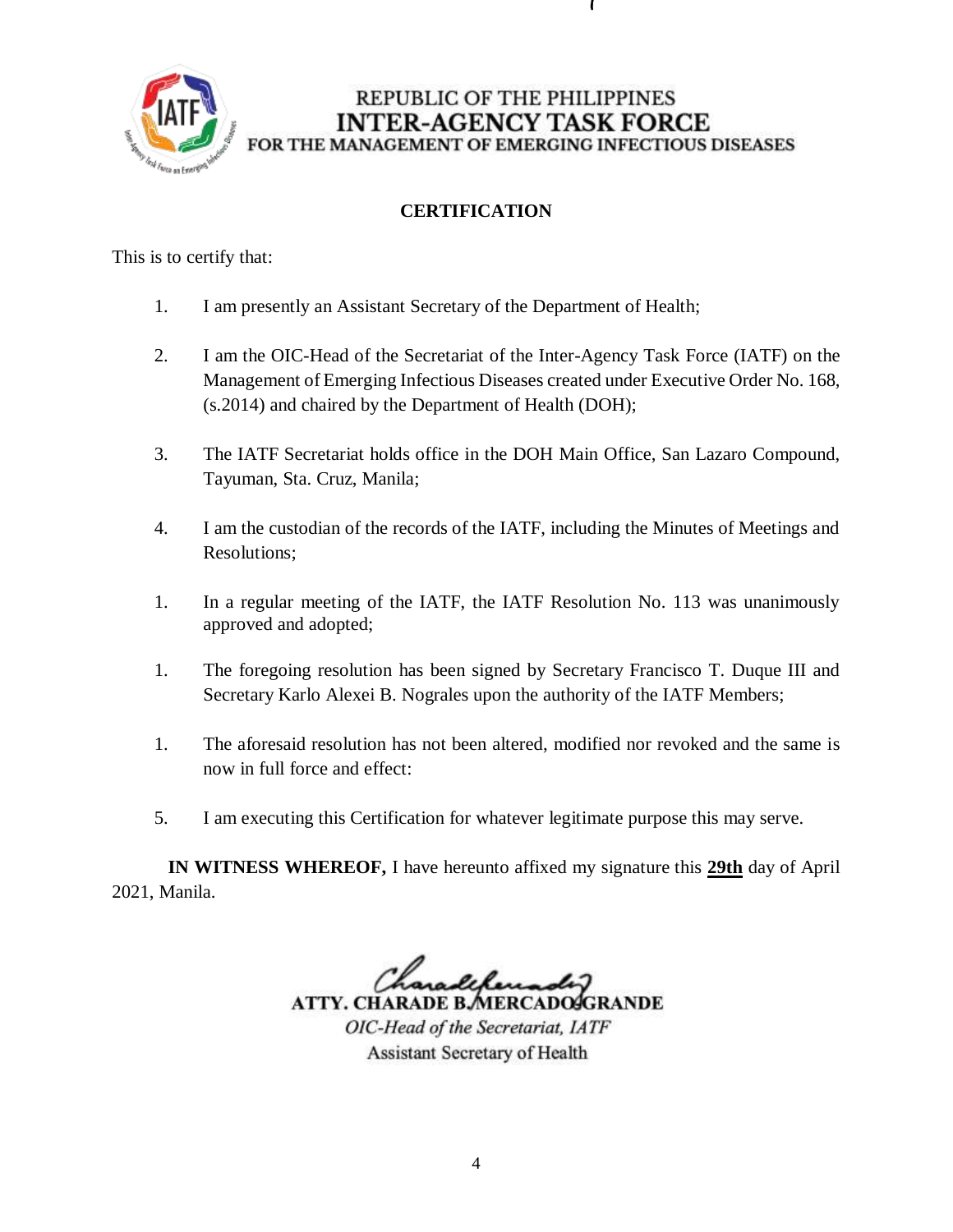REPUBLIC OF THE PHILIPPINES
**INTER-AGENCY TASK FORCE**
FOR THE MANAGEMENT OF EMERGING INFECTIOUS DISEASES

**CERTIFICATION**

This is to certify that:

1. I am presently an Assistant Secretary of the Department of Health;

2. I am the OIC-Head of the Secretariat of the Inter-Agency Task Force (IATF) on the Management of Emerging Infectious Diseases created under Executive Order No. 168, (s.2014) and chaired by the Department of Health (DOH);

3. The IATF Secretariat holds office in the DOH Main Office, San Lazaro Compound, Tayuman, Sta. Cruz, Manila;

4. I am the custodian of the records of the IATF, including the Minutes of Meetings and Resolutions;

1. In a regular meeting of the IATF, the IATF Resolution No. 113 was unanimously approved and adopted;

1. The foregoing resolution has been signed by Secretary Francisco T. Duque III and Secretary Karlo Alexei B. Nograles upon the authority of the IATF Members;

1. The aforesaid resolution has not been altered, modified nor revoked and the same is now in full force and effect:

5. I am executing this Certification for whatever legitimate purpose this may serve.

**IN WITNESS WHEREOF,** I have hereunto affixed my signature this **29th** day of April 2021, Manila.

**ATTY. CHARADE B. MERCADO-GRANDE**
*OIC-Head of the Secretariat, IATF*
Assistant Secretary of Health